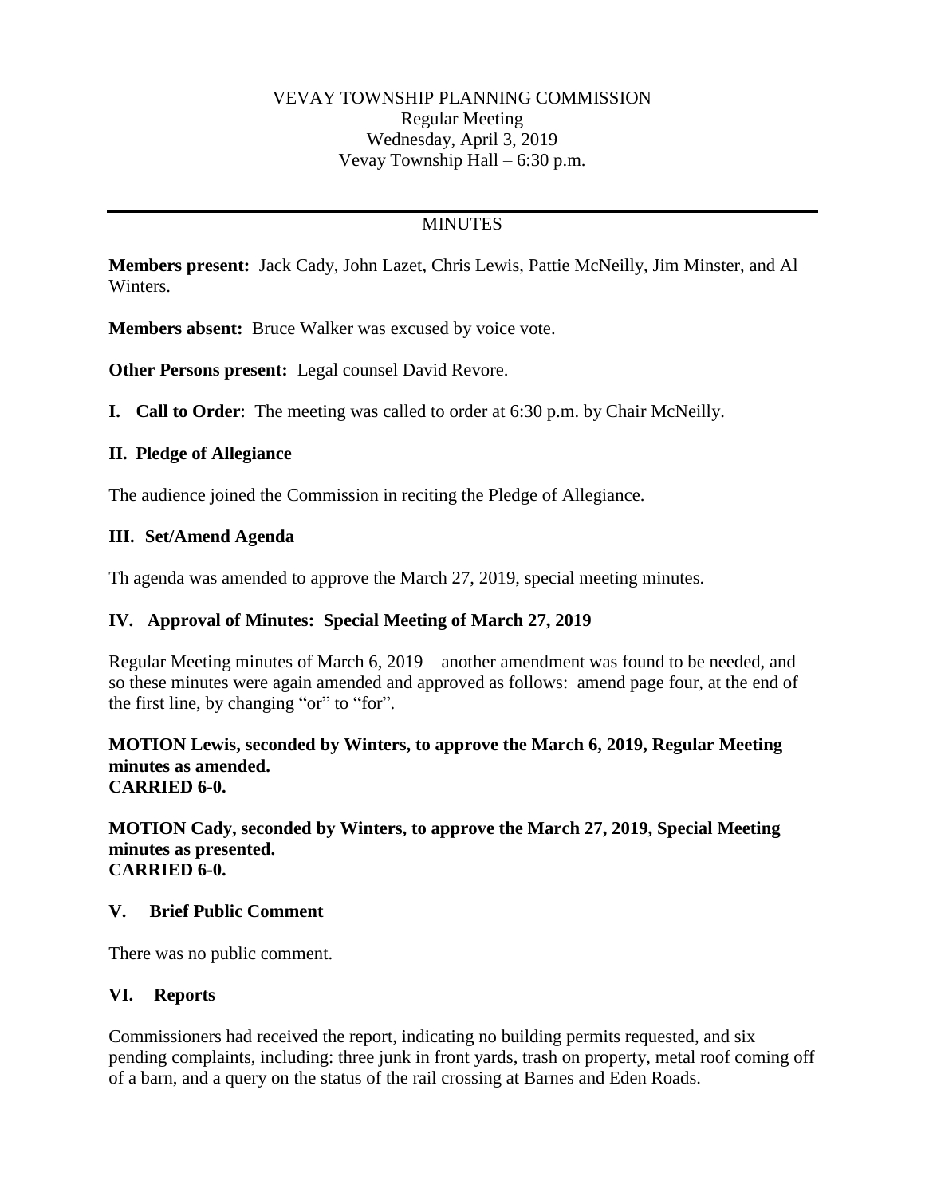VEVAY TOWNSHIP PLANNING COMMISSION
Regular Meeting
Wednesday, April 3, 2019
Vevay Township Hall – 6:30 p.m.

---

MINUTES

**Members present:** Jack Cady, John Lazet, Chris Lewis, Pattie McNeilly, Jim Minster, and Al Winters.

**Members absent:** Bruce Walker was excused by voice vote.

**Other Persons present:** Legal counsel David Revore.

**I. Call to Order**: The meeting was called to order at 6:30 p.m. by Chair McNeilly.

**II. Pledge of Allegiance**

The audience joined the Commission in reciting the Pledge of Allegiance.

**III. Set/Amend Agenda**

Th agenda was amended to approve the March 27, 2019, special meeting minutes.

**IV. Approval of Minutes: Special Meeting of March 27, 2019**

Regular Meeting minutes of March 6, 2019 – another amendment was found to be needed, and so these minutes were again amended and approved as follows: amend page four, at the end of the first line, by changing "or" to "for".

**MOTION Lewis, seconded by Winters, to approve the March 6, 2019, Regular Meeting minutes as amended.**
**CARRIED 6-0.**

**MOTION Cady, seconded by Winters, to approve the March 27, 2019, Special Meeting minutes as presented.**
**CARRIED 6-0.**

**V. Brief Public Comment**

There was no public comment.

**VI. Reports**

Commissioners had received the report, indicating no building permits requested, and six pending complaints, including: three junk in front yards, trash on property, metal roof coming off of a barn, and a query on the status of the rail crossing at Barnes and Eden Roads.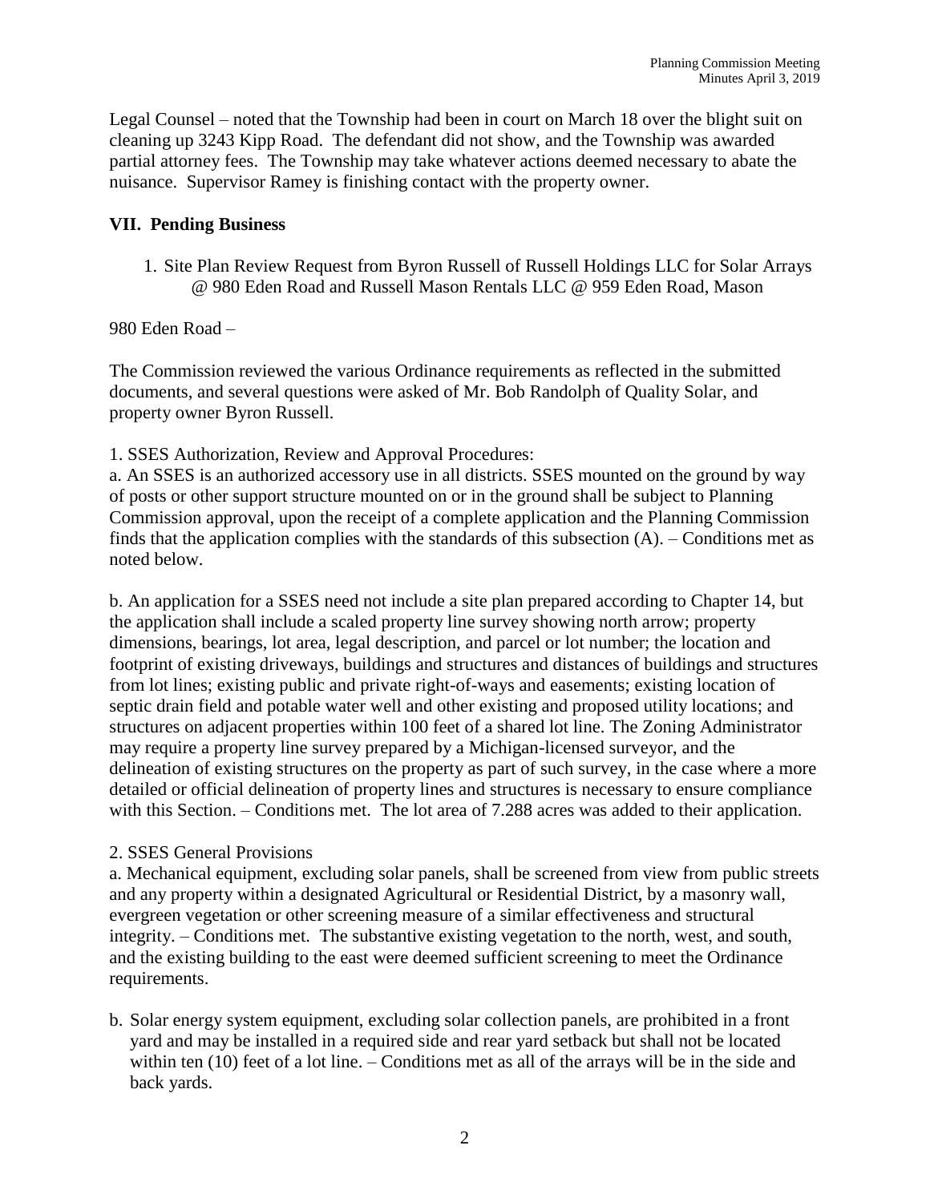Legal Counsel – noted that the Township had been in court on March 18 over the blight suit on cleaning up 3243 Kipp Road. The defendant did not show, and the Township was awarded partial attorney fees. The Township may take whatever actions deemed necessary to abate the nuisance. Supervisor Ramey is finishing contact with the property owner.

## VII. Pending Business

1. Site Plan Review Request from Byron Russell of Russell Holdings LLC for Solar Arrays @ 980 Eden Road and Russell Mason Rentals LLC @ 959 Eden Road, Mason

980 Eden Road –

The Commission reviewed the various Ordinance requirements as reflected in the submitted documents, and several questions were asked of Mr. Bob Randolph of Quality Solar, and property owner Byron Russell.

1. SSES Authorization, Review and Approval Procedures:

a. An SSES is an authorized accessory use in all districts. SSES mounted on the ground by way of posts or other support structure mounted on or in the ground shall be subject to Planning Commission approval, upon the receipt of a complete application and the Planning Commission finds that the application complies with the standards of this subsection (A). – Conditions met as noted below.

b. An application for a SSES need not include a site plan prepared according to Chapter 14, but the application shall include a scaled property line survey showing north arrow; property dimensions, bearings, lot area, legal description, and parcel or lot number; the location and footprint of existing driveways, buildings and structures and distances of buildings and structures from lot lines; existing public and private right-of-ways and easements; existing location of septic drain field and potable water well and other existing and proposed utility locations; and structures on adjacent properties within 100 feet of a shared lot line. The Zoning Administrator may require a property line survey prepared by a Michigan-licensed surveyor, and the delineation of existing structures on the property as part of such survey, in the case where a more detailed or official delineation of property lines and structures is necessary to ensure compliance with this Section. – Conditions met. The lot area of 7.288 acres was added to their application.

2. SSES General Provisions

a. Mechanical equipment, excluding solar panels, shall be screened from view from public streets and any property within a designated Agricultural or Residential District, by a masonry wall, evergreen vegetation or other screening measure of a similar effectiveness and structural integrity. – Conditions met. The substantive existing vegetation to the north, west, and south, and the existing building to the east were deemed sufficient screening to meet the Ordinance requirements.

b. Solar energy system equipment, excluding solar collection panels, are prohibited in a front yard and may be installed in a required side and rear yard setback but shall not be located within ten (10) feet of a lot line. – Conditions met as all of the arrays will be in the side and back yards.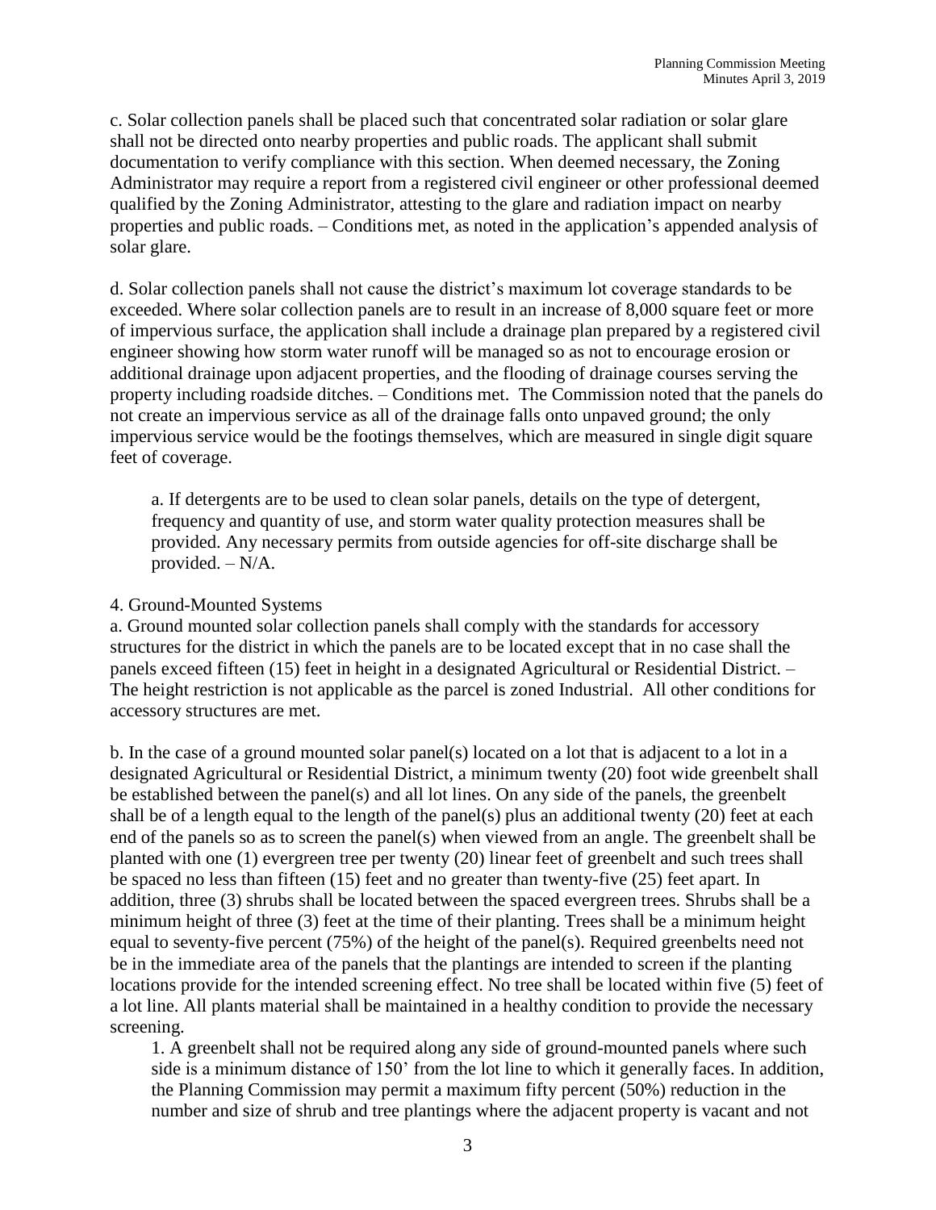c. Solar collection panels shall be placed such that concentrated solar radiation or solar glare shall not be directed onto nearby properties and public roads. The applicant shall submit documentation to verify compliance with this section. When deemed necessary, the Zoning Administrator may require a report from a registered civil engineer or other professional deemed qualified by the Zoning Administrator, attesting to the glare and radiation impact on nearby properties and public roads. – Conditions met, as noted in the application's appended analysis of solar glare.

d. Solar collection panels shall not cause the district's maximum lot coverage standards to be exceeded. Where solar collection panels are to result in an increase of 8,000 square feet or more of impervious surface, the application shall include a drainage plan prepared by a registered civil engineer showing how storm water runoff will be managed so as not to encourage erosion or additional drainage upon adjacent properties, and the flooding of drainage courses serving the property including roadside ditches. – Conditions met. The Commission noted that the panels do not create an impervious service as all of the drainage falls onto unpaved ground; the only impervious service would be the footings themselves, which are measured in single digit square feet of coverage.

> a. If detergents are to be used to clean solar panels, details on the type of detergent, frequency and quantity of use, and storm water quality protection measures shall be provided. Any necessary permits from outside agencies for off-site discharge shall be provided. – N/A.

4. Ground-Mounted Systems

a. Ground mounted solar collection panels shall comply with the standards for accessory structures for the district in which the panels are to be located except that in no case shall the panels exceed fifteen (15) feet in height in a designated Agricultural or Residential District. – The height restriction is not applicable as the parcel is zoned Industrial. All other conditions for accessory structures are met.

b. In the case of a ground mounted solar panel(s) located on a lot that is adjacent to a lot in a designated Agricultural or Residential District, a minimum twenty (20) foot wide greenbelt shall be established between the panel(s) and all lot lines. On any side of the panels, the greenbelt shall be of a length equal to the length of the panel(s) plus an additional twenty (20) feet at each end of the panels so as to screen the panel(s) when viewed from an angle. The greenbelt shall be planted with one (1) evergreen tree per twenty (20) linear feet of greenbelt and such trees shall be spaced no less than fifteen (15) feet and no greater than twenty-five (25) feet apart. In addition, three (3) shrubs shall be located between the spaced evergreen trees. Shrubs shall be a minimum height of three (3) feet at the time of their planting. Trees shall be a minimum height equal to seventy-five percent (75%) of the height of the panel(s). Required greenbelts need not be in the immediate area of the panels that the plantings are intended to screen if the planting locations provide for the intended screening effect. No tree shall be located within five (5) feet of a lot line. All plants material shall be maintained in a healthy condition to provide the necessary screening.

> 1. A greenbelt shall not be required along any side of ground-mounted panels where such side is a minimum distance of 150' from the lot line to which it generally faces. In addition, the Planning Commission may permit a maximum fifty percent (50%) reduction in the number and size of shrub and tree plantings where the adjacent property is vacant and not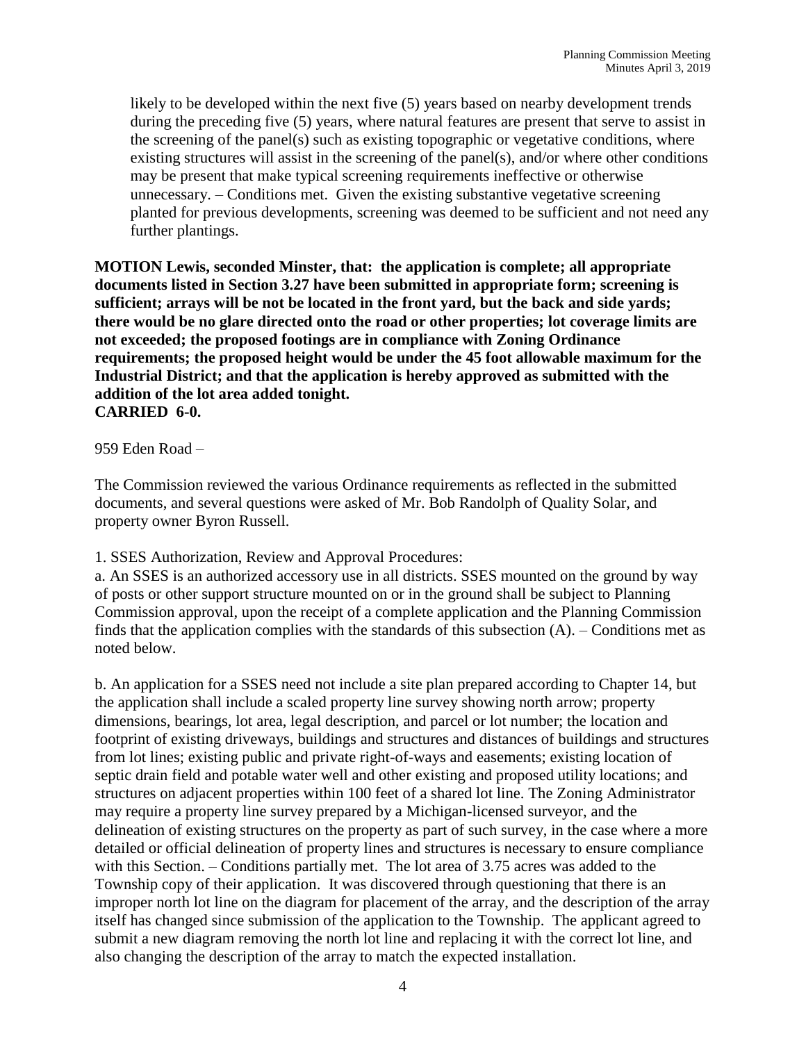likely to be developed within the next five (5) years based on nearby development trends during the preceding five (5) years, where natural features are present that serve to assist in the screening of the panel(s) such as existing topographic or vegetative conditions, where existing structures will assist in the screening of the panel(s), and/or where other conditions may be present that make typical screening requirements ineffective or otherwise unnecessary. – Conditions met. Given the existing substantive vegetative screening planted for previous developments, screening was deemed to be sufficient and not need any further plantings.

**MOTION Lewis, seconded Minster, that: the application is complete; all appropriate documents listed in Section 3.27 have been submitted in appropriate form; screening is sufficient; arrays will be not be located in the front yard, but the back and side yards; there would be no glare directed onto the road or other properties; lot coverage limits are not exceeded; the proposed footings are in compliance with Zoning Ordinance requirements; the proposed height would be under the 45 foot allowable maximum for the Industrial District; and that the application is hereby approved as submitted with the addition of the lot area added tonight.**
**CARRIED 6-0.**

959 Eden Road –

The Commission reviewed the various Ordinance requirements as reflected in the submitted documents, and several questions were asked of Mr. Bob Randolph of Quality Solar, and property owner Byron Russell.

1. SSES Authorization, Review and Approval Procedures:
a. An SSES is an authorized accessory use in all districts. SSES mounted on the ground by way of posts or other support structure mounted on or in the ground shall be subject to Planning Commission approval, upon the receipt of a complete application and the Planning Commission finds that the application complies with the standards of this subsection (A). – Conditions met as noted below.

b. An application for a SSES need not include a site plan prepared according to Chapter 14, but the application shall include a scaled property line survey showing north arrow; property dimensions, bearings, lot area, legal description, and parcel or lot number; the location and footprint of existing driveways, buildings and structures and distances of buildings and structures from lot lines; existing public and private right-of-ways and easements; existing location of septic drain field and potable water well and other existing and proposed utility locations; and structures on adjacent properties within 100 feet of a shared lot line. The Zoning Administrator may require a property line survey prepared by a Michigan-licensed surveyor, and the delineation of existing structures on the property as part of such survey, in the case where a more detailed or official delineation of property lines and structures is necessary to ensure compliance with this Section. – Conditions partially met. The lot area of 3.75 acres was added to the Township copy of their application. It was discovered through questioning that there is an improper north lot line on the diagram for placement of the array, and the description of the array itself has changed since submission of the application to the Township. The applicant agreed to submit a new diagram removing the north lot line and replacing it with the correct lot line, and also changing the description of the array to match the expected installation.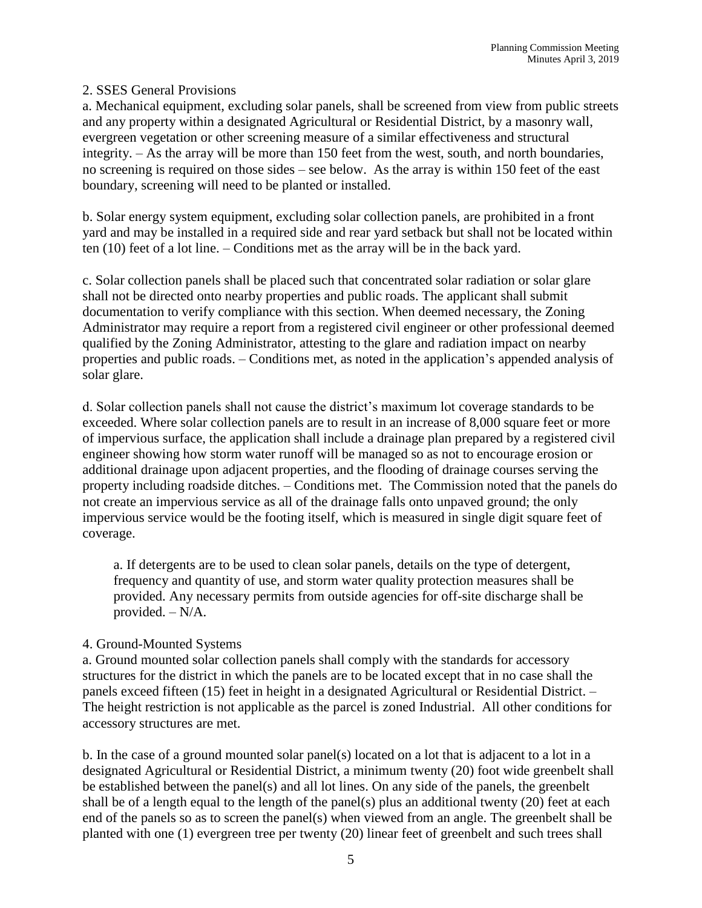2. SSES General Provisions

a. Mechanical equipment, excluding solar panels, shall be screened from view from public streets and any property within a designated Agricultural or Residential District, by a masonry wall, evergreen vegetation or other screening measure of a similar effectiveness and structural integrity. – As the array will be more than 150 feet from the west, south, and north boundaries, no screening is required on those sides – see below. As the array is within 150 feet of the east boundary, screening will need to be planted or installed.

b. Solar energy system equipment, excluding solar collection panels, are prohibited in a front yard and may be installed in a required side and rear yard setback but shall not be located within ten (10) feet of a lot line. – Conditions met as the array will be in the back yard.

c. Solar collection panels shall be placed such that concentrated solar radiation or solar glare shall not be directed onto nearby properties and public roads. The applicant shall submit documentation to verify compliance with this section. When deemed necessary, the Zoning Administrator may require a report from a registered civil engineer or other professional deemed qualified by the Zoning Administrator, attesting to the glare and radiation impact on nearby properties and public roads. – Conditions met, as noted in the application's appended analysis of solar glare.

d. Solar collection panels shall not cause the district's maximum lot coverage standards to be exceeded. Where solar collection panels are to result in an increase of 8,000 square feet or more of impervious surface, the application shall include a drainage plan prepared by a registered civil engineer showing how storm water runoff will be managed so as not to encourage erosion or additional drainage upon adjacent properties, and the flooding of drainage courses serving the property including roadside ditches. – Conditions met. The Commission noted that the panels do not create an impervious service as all of the drainage falls onto unpaved ground; the only impervious service would be the footing itself, which is measured in single digit square feet of coverage.

> a. If detergents are to be used to clean solar panels, details on the type of detergent, frequency and quantity of use, and storm water quality protection measures shall be provided. Any necessary permits from outside agencies for off-site discharge shall be provided. – N/A.

4. Ground-Mounted Systems

a. Ground mounted solar collection panels shall comply with the standards for accessory structures for the district in which the panels are to be located except that in no case shall the panels exceed fifteen (15) feet in height in a designated Agricultural or Residential District. – The height restriction is not applicable as the parcel is zoned Industrial. All other conditions for accessory structures are met.

b. In the case of a ground mounted solar panel(s) located on a lot that is adjacent to a lot in a designated Agricultural or Residential District, a minimum twenty (20) foot wide greenbelt shall be established between the panel(s) and all lot lines. On any side of the panels, the greenbelt shall be of a length equal to the length of the panel(s) plus an additional twenty (20) feet at each end of the panels so as to screen the panel(s) when viewed from an angle. The greenbelt shall be planted with one (1) evergreen tree per twenty (20) linear feet of greenbelt and such trees shall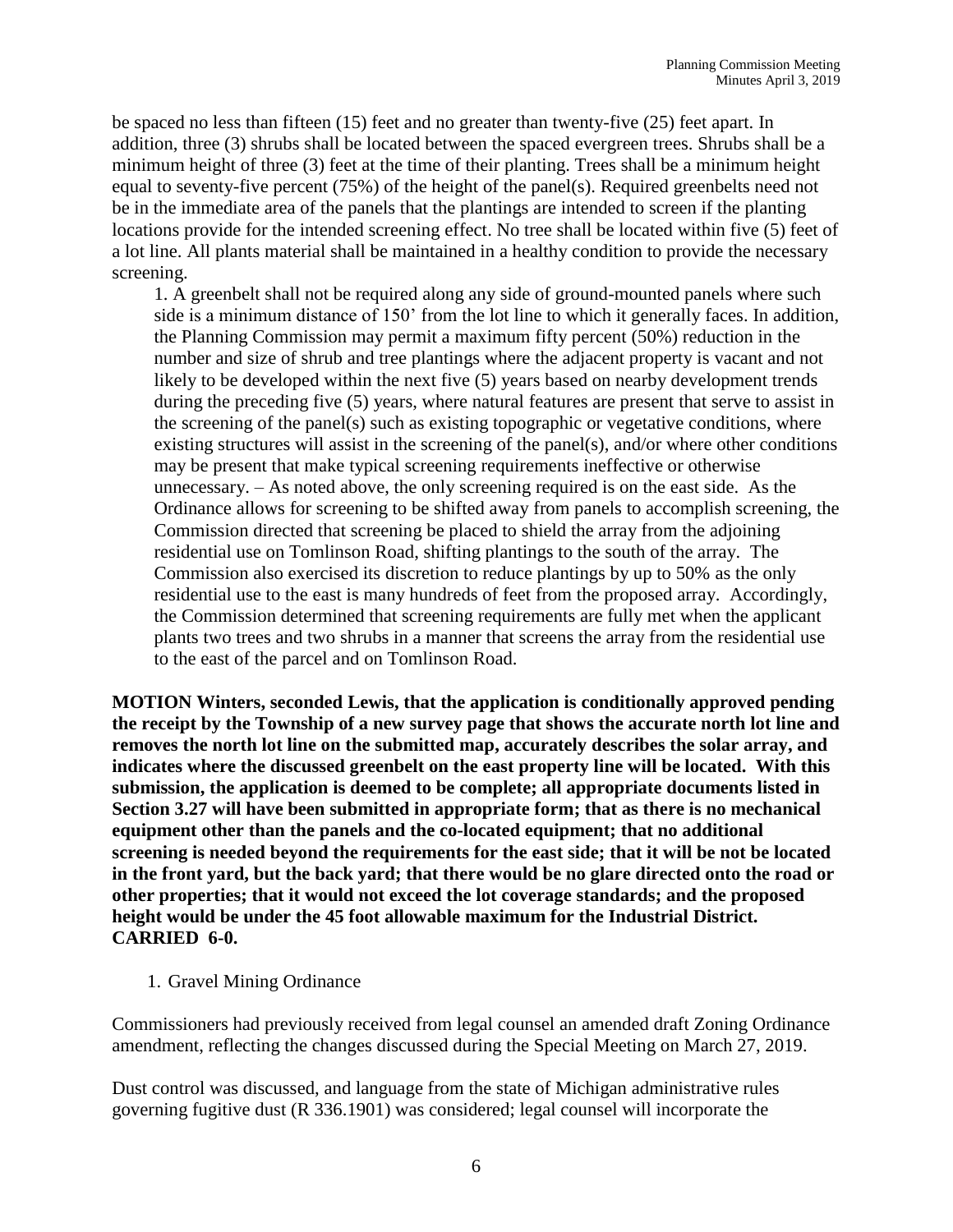be spaced no less than fifteen (15) feet and no greater than twenty-five (25) feet apart. In addition, three (3) shrubs shall be located between the spaced evergreen trees. Shrubs shall be a minimum height of three (3) feet at the time of their planting. Trees shall be a minimum height equal to seventy-five percent (75%) of the height of the panel(s). Required greenbelts need not be in the immediate area of the panels that the plantings are intended to screen if the planting locations provide for the intended screening effect. No tree shall be located within five (5) feet of a lot line. All plants material shall be maintained in a healthy condition to provide the necessary screening.

1. A greenbelt shall not be required along any side of ground-mounted panels where such side is a minimum distance of 150' from the lot line to which it generally faces. In addition, the Planning Commission may permit a maximum fifty percent (50%) reduction in the number and size of shrub and tree plantings where the adjacent property is vacant and not likely to be developed within the next five (5) years based on nearby development trends during the preceding five (5) years, where natural features are present that serve to assist in the screening of the panel(s) such as existing topographic or vegetative conditions, where existing structures will assist in the screening of the panel(s), and/or where other conditions may be present that make typical screening requirements ineffective or otherwise unnecessary. – As noted above, the only screening required is on the east side. As the Ordinance allows for screening to be shifted away from panels to accomplish screening, the Commission directed that screening be placed to shield the array from the adjoining residential use on Tomlinson Road, shifting plantings to the south of the array. The Commission also exercised its discretion to reduce plantings by up to 50% as the only residential use to the east is many hundreds of feet from the proposed array. Accordingly, the Commission determined that screening requirements are fully met when the applicant plants two trees and two shrubs in a manner that screens the array from the residential use to the east of the parcel and on Tomlinson Road.

**MOTION Winters, seconded Lewis, that the application is conditionally approved pending the receipt by the Township of a new survey page that shows the accurate north lot line and removes the north lot line on the submitted map, accurately describes the solar array, and indicates where the discussed greenbelt on the east property line will be located. With this submission, the application is deemed to be complete; all appropriate documents listed in Section 3.27 will have been submitted in appropriate form; that as there is no mechanical equipment other than the panels and the co-located equipment; that no additional screening is needed beyond the requirements for the east side; that it will be not be located in the front yard, but the back yard; that there would be no glare directed onto the road or other properties; that it would not exceed the lot coverage standards; and the proposed height would be under the 45 foot allowable maximum for the Industrial District. CARRIED 6-0.**

1. Gravel Mining Ordinance

Commissioners had previously received from legal counsel an amended draft Zoning Ordinance amendment, reflecting the changes discussed during the Special Meeting on March 27, 2019.

Dust control was discussed, and language from the state of Michigan administrative rules governing fugitive dust (R 336.1901) was considered; legal counsel will incorporate the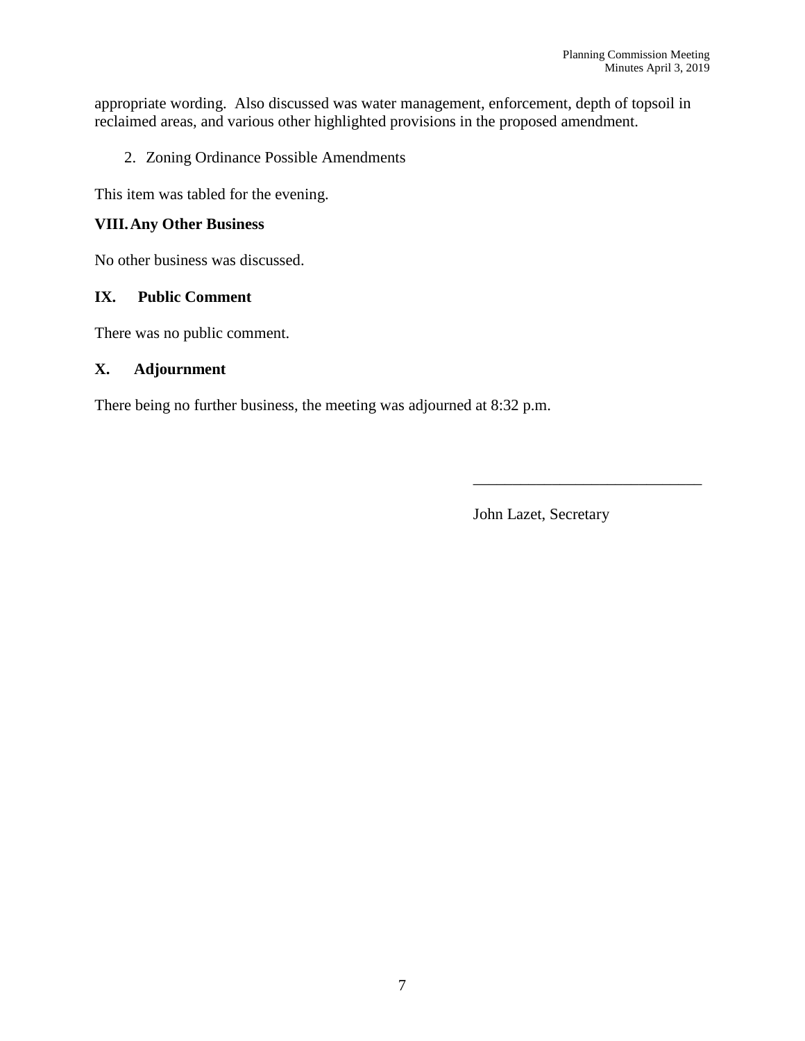appropriate wording. Also discussed was water management, enforcement, depth of topsoil in reclaimed areas, and various other highlighted provisions in the proposed amendment.

2. Zoning Ordinance Possible Amendments

This item was tabled for the evening.

## VIII. Any Other Business

No other business was discussed.

## IX. Public Comment

There was no public comment.

## X. Adjournment

There being no further business, the meeting was adjourned at 8:32 p.m.

\_\_\_\_\_\_\_\_\_\_\_\_\_\_\_\_\_\_\_\_\_\_\_\_\_\_\_\_\_\_

John Lazet, Secretary